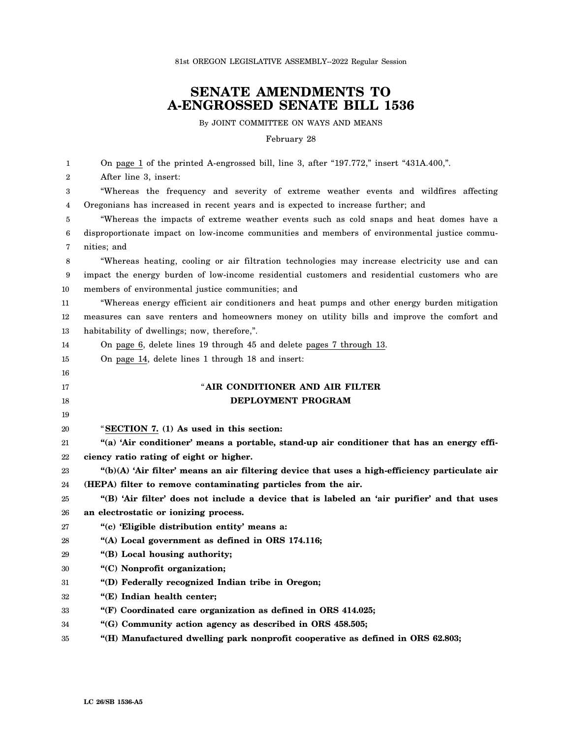81st OREGON LEGISLATIVE ASSEMBLY--2022 Regular Session

# SENATE AMENDMENTS TO A-ENGROSSED SENATE BILL 1536

By JOINT COMMITTEE ON WAYS AND MEANS

February 28

On page 1 of the printed A-engrossed bill, line 3, after "197.772," insert "431A.400,".

After line 3, insert:

"Whereas the frequency and severity of extreme weather events and wildfires affecting Oregonians has increased in recent years and is expected to increase further; and

"Whereas the impacts of extreme weather events such as cold snaps and heat domes have a disproportionate impact on low-income communities and members of environmental justice communities; and

"Whereas heating, cooling or air filtration technologies may increase electricity use and can impact the energy burden of low-income residential customers and residential customers who are members of environmental justice communities; and

"Whereas energy efficient air conditioners and heat pumps and other energy burden mitigation measures can save renters and homeowners money on utility bills and improve the comfort and habitability of dwellings; now, therefore,".

On page 6, delete lines 19 through 45 and delete pages 7 through 13.

On page 14, delete lines 1 through 18 and insert:

**"AIR CONDITIONER AND AIR FILTER DEPLOYMENT PROGRAM**

"**SECTION 7. (1) As used in this section:**

**"(a) 'Air conditioner' means a portable, stand-up air conditioner that has an energy efficiency ratio rating of eight or higher.**

**"(b)(A) 'Air filter' means an air filtering device that uses a high-efficiency particulate air (HEPA) filter to remove contaminating particles from the air.**

**"(B) 'Air filter' does not include a device that is labeled an 'air purifier' and that uses an electrostatic or ionizing process.**

**"(c) 'Eligible distribution entity' means a:**

**"(A) Local government as defined in ORS 174.116;**

**"(B) Local housing authority;**

**"(C) Nonprofit organization;**

**"(D) Federally recognized Indian tribe in Oregon;**

**"(E) Indian health center;**

**"(F) Coordinated care organization as defined in ORS 414.025;**

**"(G) Community action agency as described in ORS 458.505;**

**"(H) Manufactured dwelling park nonprofit cooperative as defined in ORS 62.803;**

LC 26/SB 1536-A5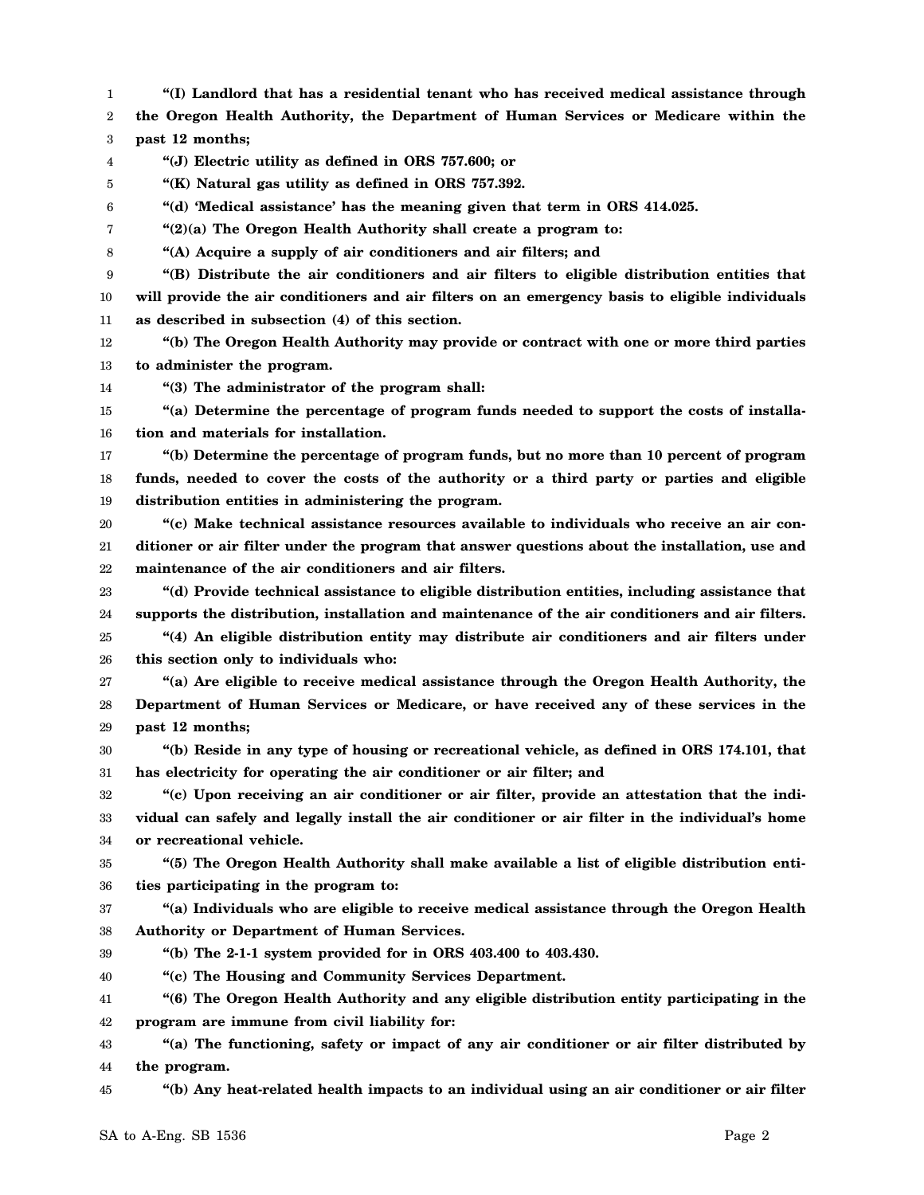**"(I) Landlord that has a residential tenant who has received medical assistance through the Oregon Health Authority, the Department of Human Services or Medicare within the past 12 months;**

**"(J) Electric utility as defined in ORS 757.600; or**

**"(K) Natural gas utility as defined in ORS 757.392.**

**"(d) 'Medical assistance' has the meaning given that term in ORS 414.025.**

**"(2)(a) The Oregon Health Authority shall create a program to:**

**"(A) Acquire a supply of air conditioners and air filters; and**

**"(B) Distribute the air conditioners and air filters to eligible distribution entities that will provide the air conditioners and air filters on an emergency basis to eligible individuals as described in subsection (4) of this section.**

**"(b) The Oregon Health Authority may provide or contract with one or more third parties to administer the program.**

**"(3) The administrator of the program shall:**

**"(a) Determine the percentage of program funds needed to support the costs of installation and materials for installation.**

**"(b) Determine the percentage of program funds, but no more than 10 percent of program funds, needed to cover the costs of the authority or a third party or parties and eligible distribution entities in administering the program.**

**"(c) Make technical assistance resources available to individuals who receive an air conditioner or air filter under the program that answer questions about the installation, use and maintenance of the air conditioners and air filters.**

**"(d) Provide technical assistance to eligible distribution entities, including assistance that supports the distribution, installation and maintenance of the air conditioners and air filters.**

**"(4) An eligible distribution entity may distribute air conditioners and air filters under this section only to individuals who:**

**"(a) Are eligible to receive medical assistance through the Oregon Health Authority, the Department of Human Services or Medicare, or have received any of these services in the past 12 months;**

**"(b) Reside in any type of housing or recreational vehicle, as defined in ORS 174.101, that has electricity for operating the air conditioner or air filter; and**

**"(c) Upon receiving an air conditioner or air filter, provide an attestation that the individual can safely and legally install the air conditioner or air filter in the individual's home or recreational vehicle.**

**"(5) The Oregon Health Authority shall make available a list of eligible distribution entities participating in the program to:**

**"(a) Individuals who are eligible to receive medical assistance through the Oregon Health Authority or Department of Human Services.**

**"(b) The 2-1-1 system provided for in ORS 403.400 to 403.430.**

**"(c) The Housing and Community Services Department.**

**"(6) The Oregon Health Authority and any eligible distribution entity participating in the program are immune from civil liability for:**

**"(a) The functioning, safety or impact of any air conditioner or air filter distributed by the program.**

**"(b) Any heat-related health impacts to an individual using an air conditioner or air filter**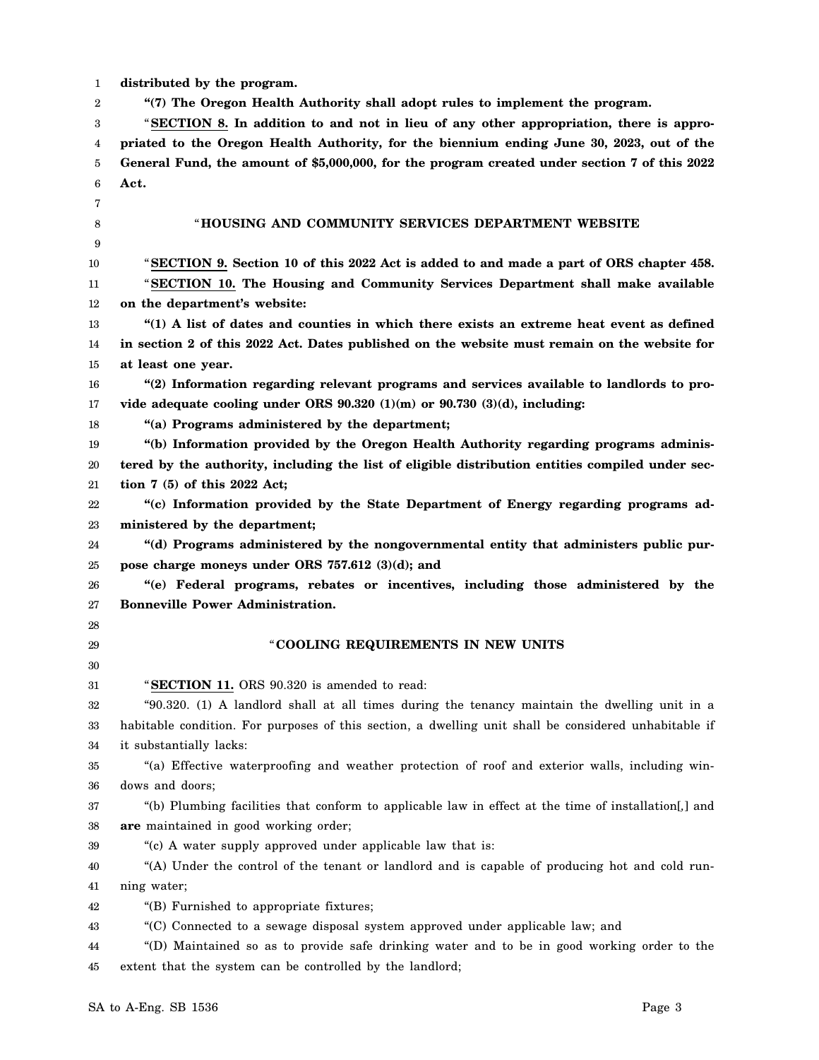**distributed by the program.**

**"(7) The Oregon Health Authority shall adopt rules to implement the program.**

"**SECTION 8. In addition to and not in lieu of any other appropriation, there is appropriated to the Oregon Health Authority, for the biennium ending June 30, 2023, out of the General Fund, the amount of $5,000,000, for the program created under section 7 of this 2022 Act.**

"**HOUSING AND COMMUNITY SERVICES DEPARTMENT WEBSITE**

"**SECTION 9. Section 10 of this 2022 Act is added to and made a part of ORS chapter 458.**

"**SECTION 10. The Housing and Community Services Department shall make available on the department's website:**

**"(1) A list of dates and counties in which there exists an extreme heat event as defined in section 2 of this 2022 Act. Dates published on the website must remain on the website for at least one year.**

**"(2) Information regarding relevant programs and services available to landlords to provide adequate cooling under ORS 90.320 (1)(m) or 90.730 (3)(d), including:**

**"(a) Programs administered by the department;**

**"(b) Information provided by the Oregon Health Authority regarding programs administered by the authority, including the list of eligible distribution entities compiled under section 7 (5) of this 2022 Act;**

**"(c) Information provided by the State Department of Energy regarding programs administered by the department;**

**"(d) Programs administered by the nongovernmental entity that administers public purpose charge moneys under ORS 757.612 (3)(d); and**

**"(e) Federal programs, rebates or incentives, including those administered by the Bonneville Power Administration.**

"**COOLING REQUIREMENTS IN NEW UNITS**

"**SECTION 11.** ORS 90.320 is amended to read:

"90.320. (1) A landlord shall at all times during the tenancy maintain the dwelling unit in a habitable condition. For purposes of this section, a dwelling unit shall be considered unhabitable if it substantially lacks:

"(a) Effective waterproofing and weather protection of roof and exterior walls, including windows and doors;

"(b) Plumbing facilities that conform to applicable law in effect at the time of installation[,] and **are** maintained in good working order;

"(c) A water supply approved under applicable law that is:

"(A) Under the control of the tenant or landlord and is capable of producing hot and cold running water;

"(B) Furnished to appropriate fixtures;

"(C) Connected to a sewage disposal system approved under applicable law; and

"(D) Maintained so as to provide safe drinking water and to be in good working order to the extent that the system can be controlled by the landlord;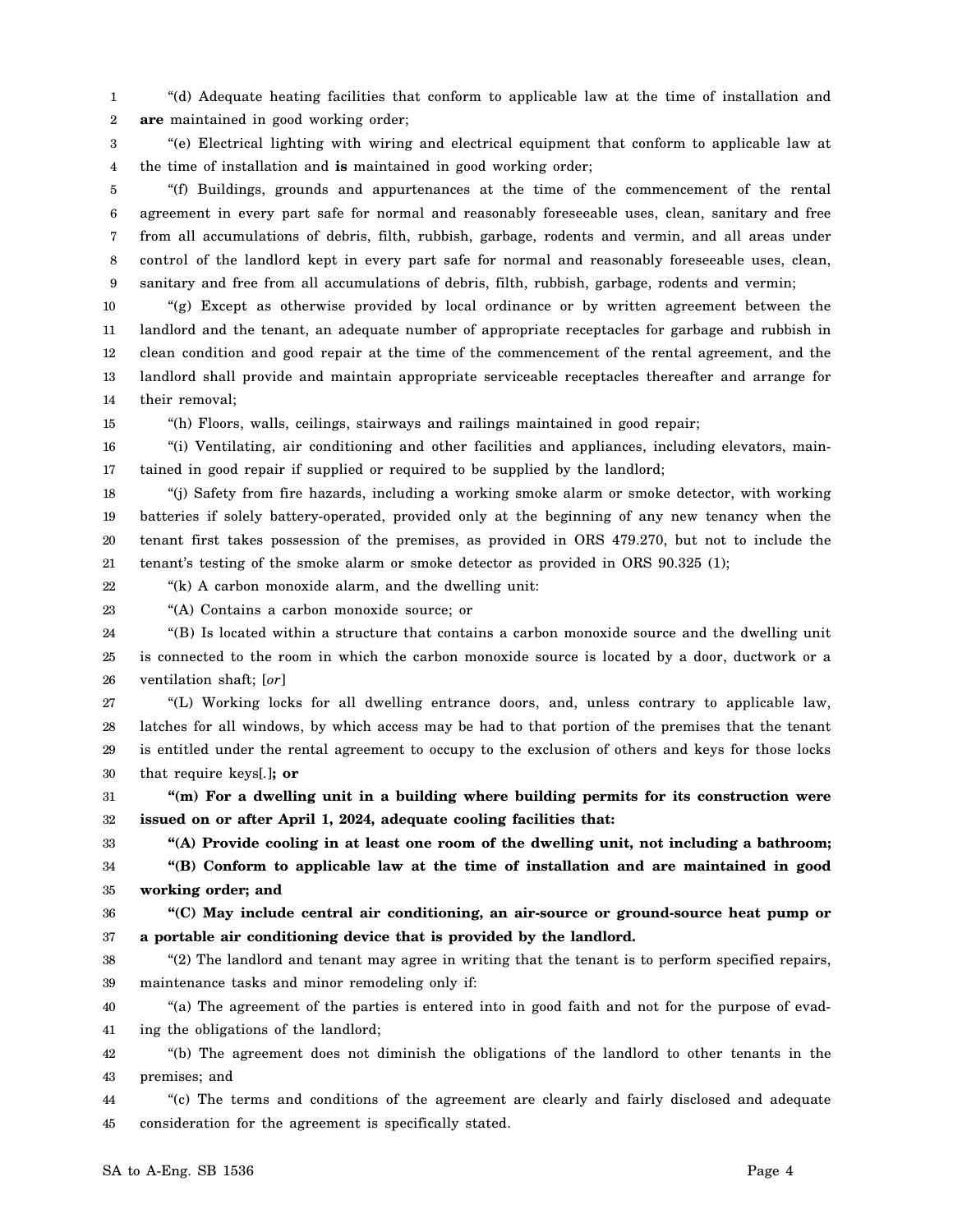"(d) Adequate heating facilities that conform to applicable law at the time of installation and **are** maintained in good working order;

"(e) Electrical lighting with wiring and electrical equipment that conform to applicable law at the time of installation and **is** maintained in good working order;

"(f) Buildings, grounds and appurtenances at the time of the commencement of the rental agreement in every part safe for normal and reasonably foreseeable uses, clean, sanitary and free from all accumulations of debris, filth, rubbish, garbage, rodents and vermin, and all areas under control of the landlord kept in every part safe for normal and reasonably foreseeable uses, clean, sanitary and free from all accumulations of debris, filth, rubbish, garbage, rodents and vermin;

"(g) Except as otherwise provided by local ordinance or by written agreement between the landlord and the tenant, an adequate number of appropriate receptacles for garbage and rubbish in clean condition and good repair at the time of the commencement of the rental agreement, and the landlord shall provide and maintain appropriate serviceable receptacles thereafter and arrange for their removal;

"(h) Floors, walls, ceilings, stairways and railings maintained in good repair;

"(i) Ventilating, air conditioning and other facilities and appliances, including elevators, maintained in good repair if supplied or required to be supplied by the landlord;

"(j) Safety from fire hazards, including a working smoke alarm or smoke detector, with working batteries if solely battery-operated, provided only at the beginning of any new tenancy when the tenant first takes possession of the premises, as provided in ORS 479.270, but not to include the tenant's testing of the smoke alarm or smoke detector as provided in ORS 90.325 (1);

"(k) A carbon monoxide alarm, and the dwelling unit:

"(A) Contains a carbon monoxide source; or

"(B) Is located within a structure that contains a carbon monoxide source and the dwelling unit is connected to the room in which the carbon monoxide source is located by a door, ductwork or a ventilation shaft; [*or*]

"(L) Working locks for all dwelling entrance doors, and, unless contrary to applicable law, latches for all windows, by which access may be had to that portion of the premises that the tenant is entitled under the rental agreement to occupy to the exclusion of others and keys for those locks that require keys[.]**; or**

**"(m) For a dwelling unit in a building where building permits for its construction were issued on or after April 1, 2024, adequate cooling facilities that:**

**"(A) Provide cooling in at least one room of the dwelling unit, not including a bathroom;**

**"(B) Conform to applicable law at the time of installation and are maintained in good working order; and**

**"(C) May include central air conditioning, an air-source or ground-source heat pump or a portable air conditioning device that is provided by the landlord.**

"(2) The landlord and tenant may agree in writing that the tenant is to perform specified repairs, maintenance tasks and minor remodeling only if:

"(a) The agreement of the parties is entered into in good faith and not for the purpose of evading the obligations of the landlord;

"(b) The agreement does not diminish the obligations of the landlord to other tenants in the premises; and

"(c) The terms and conditions of the agreement are clearly and fairly disclosed and adequate consideration for the agreement is specifically stated.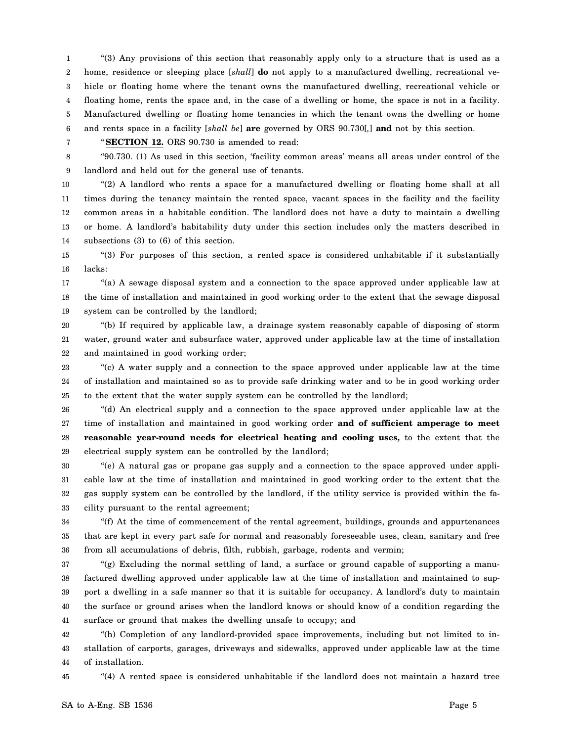"(3) Any provisions of this section that reasonably apply only to a structure that is used as a home, residence or sleeping place [*shall*] **do** not apply to a manufactured dwelling, recreational vehicle or floating home where the tenant owns the manufactured dwelling, recreational vehicle or floating home, rents the space and, in the case of a dwelling or home, the space is not in a facility. Manufactured dwelling or floating home tenancies in which the tenant owns the dwelling or home and rents space in a facility [*shall be*] **are** governed by ORS 90.730[,] **and** not by this section.

"**SECTION 12.** ORS 90.730 is amended to read:

"90.730. (1) As used in this section, 'facility common areas' means all areas under control of the landlord and held out for the general use of tenants.

"(2) A landlord who rents a space for a manufactured dwelling or floating home shall at all times during the tenancy maintain the rented space, vacant spaces in the facility and the facility common areas in a habitable condition. The landlord does not have a duty to maintain a dwelling or home. A landlord's habitability duty under this section includes only the matters described in subsections (3) to (6) of this section.

"(3) For purposes of this section, a rented space is considered unhabitable if it substantially lacks:

"(a) A sewage disposal system and a connection to the space approved under applicable law at the time of installation and maintained in good working order to the extent that the sewage disposal system can be controlled by the landlord;

"(b) If required by applicable law, a drainage system reasonably capable of disposing of storm water, ground water and subsurface water, approved under applicable law at the time of installation and maintained in good working order;

"(c) A water supply and a connection to the space approved under applicable law at the time of installation and maintained so as to provide safe drinking water and to be in good working order to the extent that the water supply system can be controlled by the landlord;

"(d) An electrical supply and a connection to the space approved under applicable law at the time of installation and maintained in good working order **and of sufficient amperage to meet reasonable year-round needs for electrical heating and cooling uses,** to the extent that the electrical supply system can be controlled by the landlord;

"(e) A natural gas or propane gas supply and a connection to the space approved under applicable law at the time of installation and maintained in good working order to the extent that the gas supply system can be controlled by the landlord, if the utility service is provided within the facility pursuant to the rental agreement;

"(f) At the time of commencement of the rental agreement, buildings, grounds and appurtenances that are kept in every part safe for normal and reasonably foreseeable uses, clean, sanitary and free from all accumulations of debris, filth, rubbish, garbage, rodents and vermin;

"(g) Excluding the normal settling of land, a surface or ground capable of supporting a manufactured dwelling approved under applicable law at the time of installation and maintained to support a dwelling in a safe manner so that it is suitable for occupancy. A landlord's duty to maintain the surface or ground arises when the landlord knows or should know of a condition regarding the surface or ground that makes the dwelling unsafe to occupy; and

"(h) Completion of any landlord-provided space improvements, including but not limited to installation of carports, garages, driveways and sidewalks, approved under applicable law at the time of installation.

"(4) A rented space is considered unhabitable if the landlord does not maintain a hazard tree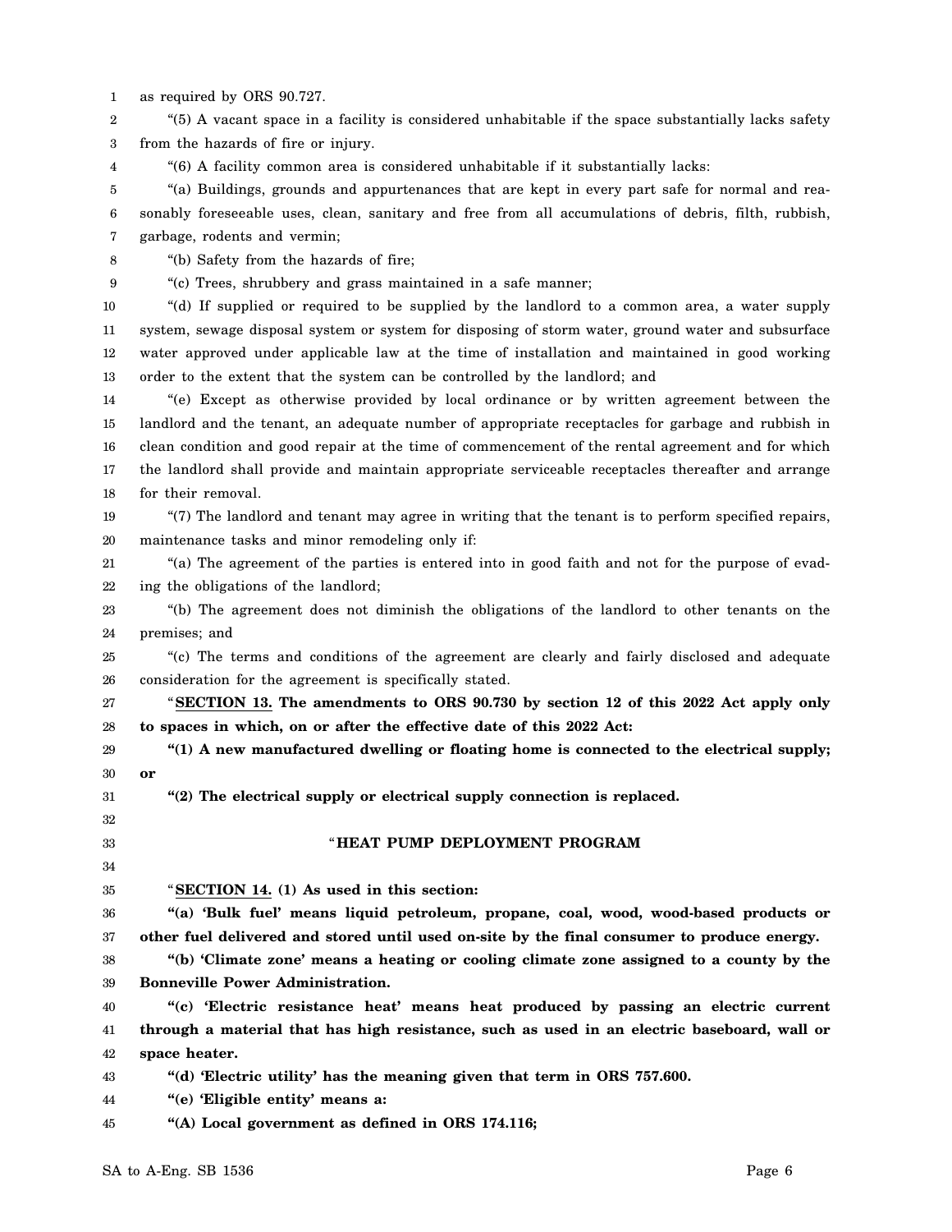as required by ORS 90.727.

"(5) A vacant space in a facility is considered unhabitable if the space substantially lacks safety from the hazards of fire or injury.

"(6) A facility common area is considered unhabitable if it substantially lacks:

"(a) Buildings, grounds and appurtenances that are kept in every part safe for normal and reasonably foreseeable uses, clean, sanitary and free from all accumulations of debris, filth, rubbish, garbage, rodents and vermin;

"(b) Safety from the hazards of fire;

"(c) Trees, shrubbery and grass maintained in a safe manner;

"(d) If supplied or required to be supplied by the landlord to a common area, a water supply system, sewage disposal system or system for disposing of storm water, ground water and subsurface water approved under applicable law at the time of installation and maintained in good working order to the extent that the system can be controlled by the landlord; and

"(e) Except as otherwise provided by local ordinance or by written agreement between the landlord and the tenant, an adequate number of appropriate receptacles for garbage and rubbish in clean condition and good repair at the time of commencement of the rental agreement and for which the landlord shall provide and maintain appropriate serviceable receptacles thereafter and arrange for their removal.

"(7) The landlord and tenant may agree in writing that the tenant is to perform specified repairs, maintenance tasks and minor remodeling only if:

"(a) The agreement of the parties is entered into in good faith and not for the purpose of evading the obligations of the landlord;

"(b) The agreement does not diminish the obligations of the landlord to other tenants on the premises; and

"(c) The terms and conditions of the agreement are clearly and fairly disclosed and adequate consideration for the agreement is specifically stated.

"**SECTION 13. The amendments to ORS 90.730 by section 12 of this 2022 Act apply only to spaces in which, on or after the effective date of this 2022 Act:**

**"(1) A new manufactured dwelling or floating home is connected to the electrical supply; or**

**"(2) The electrical supply or electrical supply connection is replaced.**

"**HEAT PUMP DEPLOYMENT PROGRAM**

"**SECTION 14. (1) As used in this section:**

**"(a) 'Bulk fuel' means liquid petroleum, propane, coal, wood, wood-based products or other fuel delivered and stored until used on-site by the final consumer to produce energy.**

**"(b) 'Climate zone' means a heating or cooling climate zone assigned to a county by the Bonneville Power Administration.**

**"(c) 'Electric resistance heat' means heat produced by passing an electric current through a material that has high resistance, such as used in an electric baseboard, wall or space heater.**

**"(d) 'Electric utility' has the meaning given that term in ORS 757.600.**

**"(e) 'Eligible entity' means a:**

**"(A) Local government as defined in ORS 174.116;**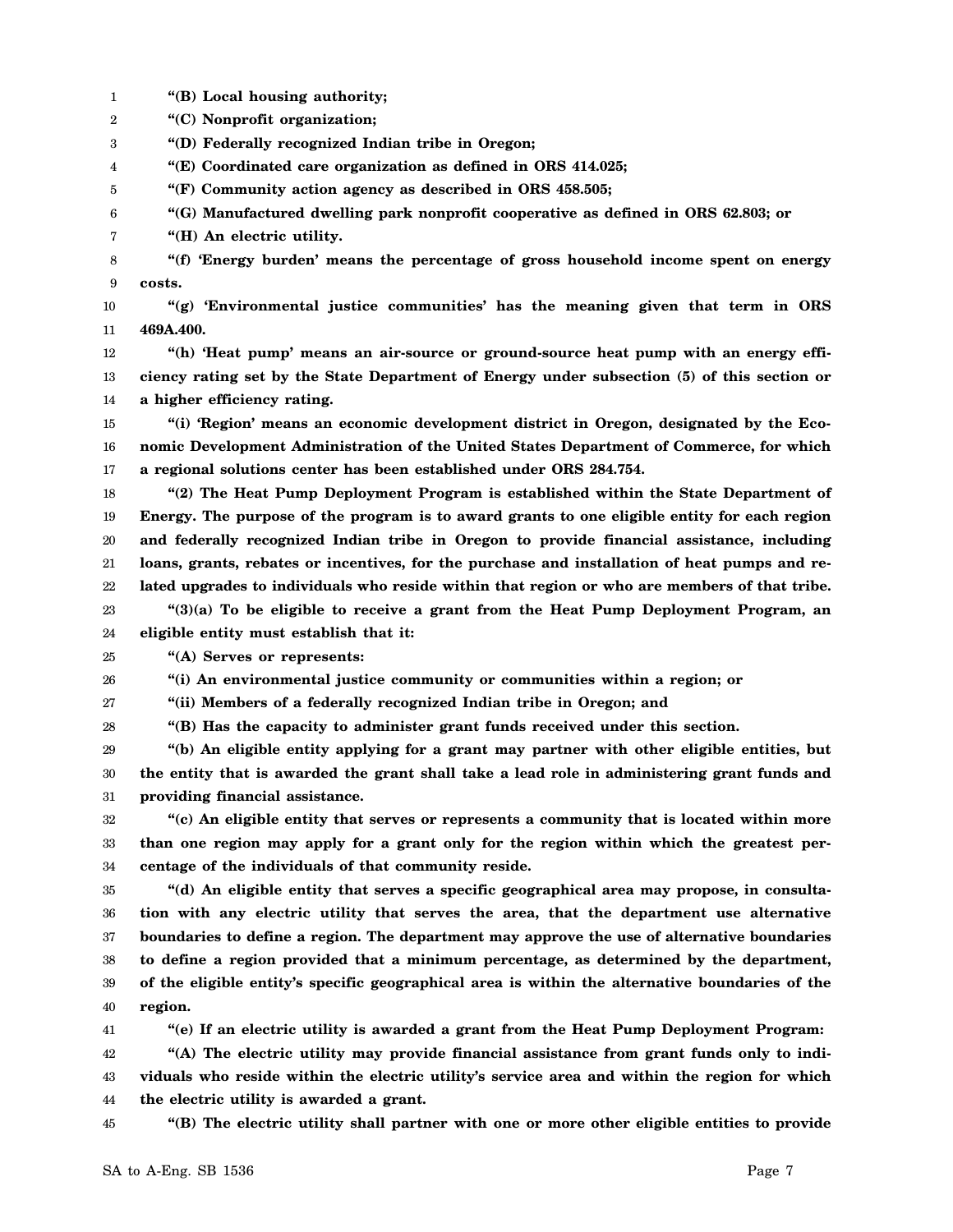**"(B) Local housing authority;**

**"(C) Nonprofit organization;**

**"(D) Federally recognized Indian tribe in Oregon;**

**"(E) Coordinated care organization as defined in ORS 414.025;**

**"(F) Community action agency as described in ORS 458.505;**

**"(G) Manufactured dwelling park nonprofit cooperative as defined in ORS 62.803; or**

**"(H) An electric utility.**

**"(f) 'Energy burden' means the percentage of gross household income spent on energy costs.**

**"(g) 'Environmental justice communities' has the meaning given that term in ORS 469A.400.**

**"(h) 'Heat pump' means an air-source or ground-source heat pump with an energy efficiency rating set by the State Department of Energy under subsection (5) of this section or a higher efficiency rating.**

**"(i) 'Region' means an economic development district in Oregon, designated by the Economic Development Administration of the United States Department of Commerce, for which a regional solutions center has been established under ORS 284.754.**

**"(2) The Heat Pump Deployment Program is established within the State Department of Energy. The purpose of the program is to award grants to one eligible entity for each region and federally recognized Indian tribe in Oregon to provide financial assistance, including loans, grants, rebates or incentives, for the purchase and installation of heat pumps and related upgrades to individuals who reside within that region or who are members of that tribe.**

**"(3)(a) To be eligible to receive a grant from the Heat Pump Deployment Program, an eligible entity must establish that it:**

**"(A) Serves or represents:**

**"(i) An environmental justice community or communities within a region; or**

**"(ii) Members of a federally recognized Indian tribe in Oregon; and**

**"(B) Has the capacity to administer grant funds received under this section.**

**"(b) An eligible entity applying for a grant may partner with other eligible entities, but the entity that is awarded the grant shall take a lead role in administering grant funds and providing financial assistance.**

**"(c) An eligible entity that serves or represents a community that is located within more than one region may apply for a grant only for the region within which the greatest percentage of the individuals of that community reside.**

**"(d) An eligible entity that serves a specific geographical area may propose, in consultation with any electric utility that serves the area, that the department use alternative boundaries to define a region. The department may approve the use of alternative boundaries to define a region provided that a minimum percentage, as determined by the department, of the eligible entity's specific geographical area is within the alternative boundaries of the region.**

**"(e) If an electric utility is awarded a grant from the Heat Pump Deployment Program:**

**"(A) The electric utility may provide financial assistance from grant funds only to individuals who reside within the electric utility's service area and within the region for which the electric utility is awarded a grant.**

**"(B) The electric utility shall partner with one or more other eligible entities to provide**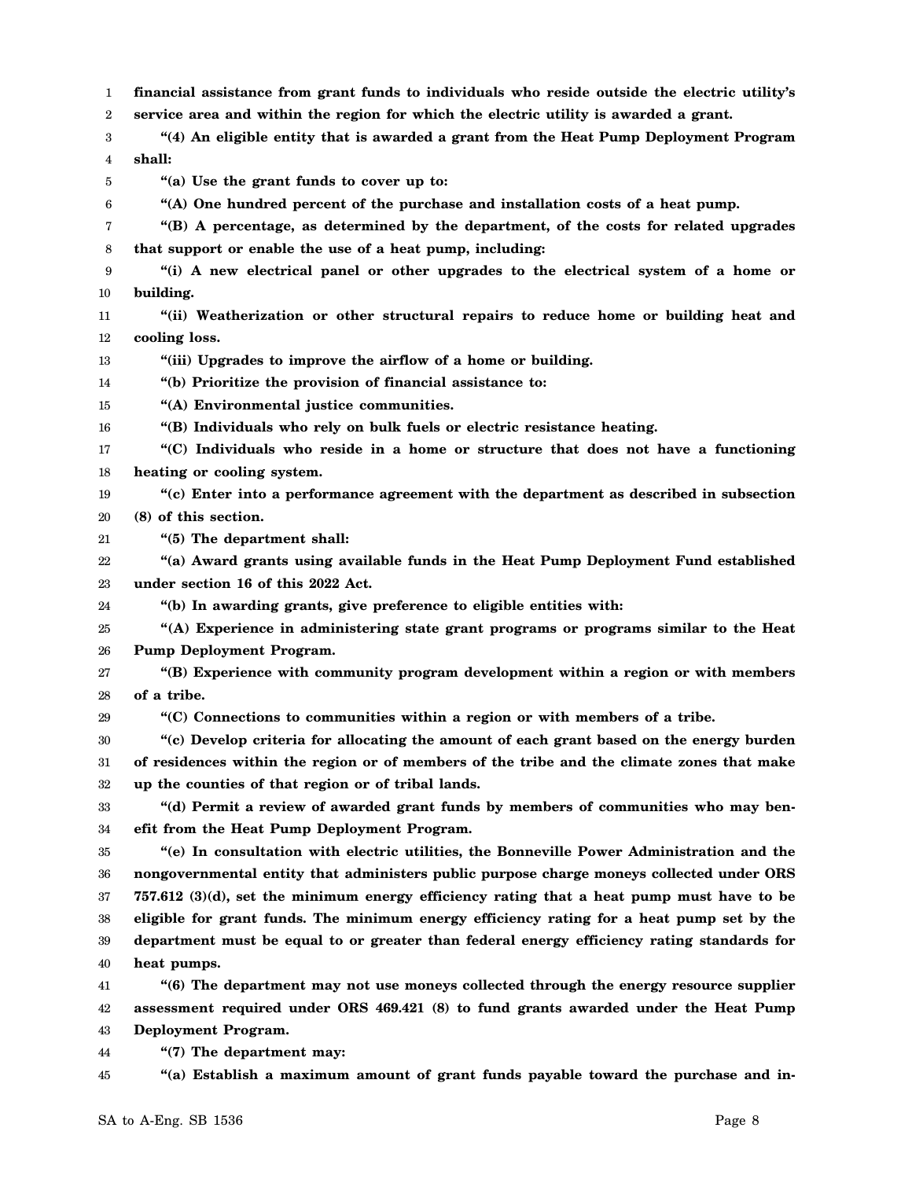**financial assistance from grant funds to individuals who reside outside the electric utility's service area and within the region for which the electric utility is awarded a grant.**

**"(4) An eligible entity that is awarded a grant from the Heat Pump Deployment Program shall:**

**"(a) Use the grant funds to cover up to:**

**"(A) One hundred percent of the purchase and installation costs of a heat pump.**

**"(B) A percentage, as determined by the department, of the costs for related upgrades that support or enable the use of a heat pump, including:**

**"(i) A new electrical panel or other upgrades to the electrical system of a home or building.**

**"(ii) Weatherization or other structural repairs to reduce home or building heat and cooling loss.**

**"(iii) Upgrades to improve the airflow of a home or building.**

**"(b) Prioritize the provision of financial assistance to:**

**"(A) Environmental justice communities.**

**"(B) Individuals who rely on bulk fuels or electric resistance heating.**

**"(C) Individuals who reside in a home or structure that does not have a functioning heating or cooling system.**

**"(c) Enter into a performance agreement with the department as described in subsection (8) of this section.**

**"(5) The department shall:**

**"(a) Award grants using available funds in the Heat Pump Deployment Fund established under section 16 of this 2022 Act.**

**"(b) In awarding grants, give preference to eligible entities with:**

**"(A) Experience in administering state grant programs or programs similar to the Heat Pump Deployment Program.**

**"(B) Experience with community program development within a region or with members of a tribe.**

**"(C) Connections to communities within a region or with members of a tribe.**

**"(c) Develop criteria for allocating the amount of each grant based on the energy burden of residences within the region or of members of the tribe and the climate zones that make up the counties of that region or of tribal lands.**

**"(d) Permit a review of awarded grant funds by members of communities who may benefit from the Heat Pump Deployment Program.**

**"(e) In consultation with electric utilities, the Bonneville Power Administration and the nongovernmental entity that administers public purpose charge moneys collected under ORS 757.612 (3)(d), set the minimum energy efficiency rating that a heat pump must have to be eligible for grant funds. The minimum energy efficiency rating for a heat pump set by the department must be equal to or greater than federal energy efficiency rating standards for heat pumps.**

**"(6) The department may not use moneys collected through the energy resource supplier assessment required under ORS 469.421 (8) to fund grants awarded under the Heat Pump Deployment Program.**

**"(7) The department may:**

**"(a) Establish a maximum amount of grant funds payable toward the purchase and in-**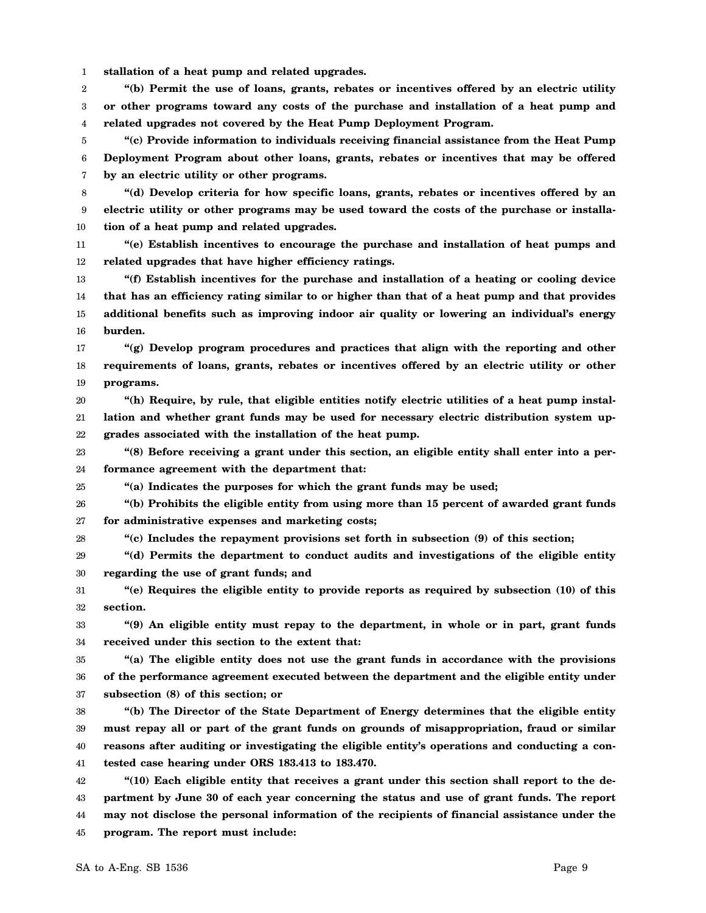**stallation of a heat pump and related upgrades.**

**"(b) Permit the use of loans, grants, rebates or incentives offered by an electric utility or other programs toward any costs of the purchase and installation of a heat pump and related upgrades not covered by the Heat Pump Deployment Program.**

**"(c) Provide information to individuals receiving financial assistance from the Heat Pump Deployment Program about other loans, grants, rebates or incentives that may be offered by an electric utility or other programs.**

**"(d) Develop criteria for how specific loans, grants, rebates or incentives offered by an electric utility or other programs may be used toward the costs of the purchase or installation of a heat pump and related upgrades.**

**"(e) Establish incentives to encourage the purchase and installation of heat pumps and related upgrades that have higher efficiency ratings.**

**"(f) Establish incentives for the purchase and installation of a heating or cooling device that has an efficiency rating similar to or higher than that of a heat pump and that provides additional benefits such as improving indoor air quality or lowering an individual's energy burden.**

**"(g) Develop program procedures and practices that align with the reporting and other requirements of loans, grants, rebates or incentives offered by an electric utility or other programs.**

**"(h) Require, by rule, that eligible entities notify electric utilities of a heat pump installation and whether grant funds may be used for necessary electric distribution system upgrades associated with the installation of the heat pump.**

**"(8) Before receiving a grant under this section, an eligible entity shall enter into a performance agreement with the department that:**

**"(a) Indicates the purposes for which the grant funds may be used;**

**"(b) Prohibits the eligible entity from using more than 15 percent of awarded grant funds for administrative expenses and marketing costs;**

**"(c) Includes the repayment provisions set forth in subsection (9) of this section;**

**"(d) Permits the department to conduct audits and investigations of the eligible entity regarding the use of grant funds; and**

**"(e) Requires the eligible entity to provide reports as required by subsection (10) of this section.**

**"(9) An eligible entity must repay to the department, in whole or in part, grant funds received under this section to the extent that:**

**"(a) The eligible entity does not use the grant funds in accordance with the provisions of the performance agreement executed between the department and the eligible entity under subsection (8) of this section; or**

**"(b) The Director of the State Department of Energy determines that the eligible entity must repay all or part of the grant funds on grounds of misappropriation, fraud or similar reasons after auditing or investigating the eligible entity's operations and conducting a contested case hearing under ORS 183.413 to 183.470.**

**"(10) Each eligible entity that receives a grant under this section shall report to the department by June 30 of each year concerning the status and use of grant funds. The report may not disclose the personal information of the recipients of financial assistance under the program. The report must include:**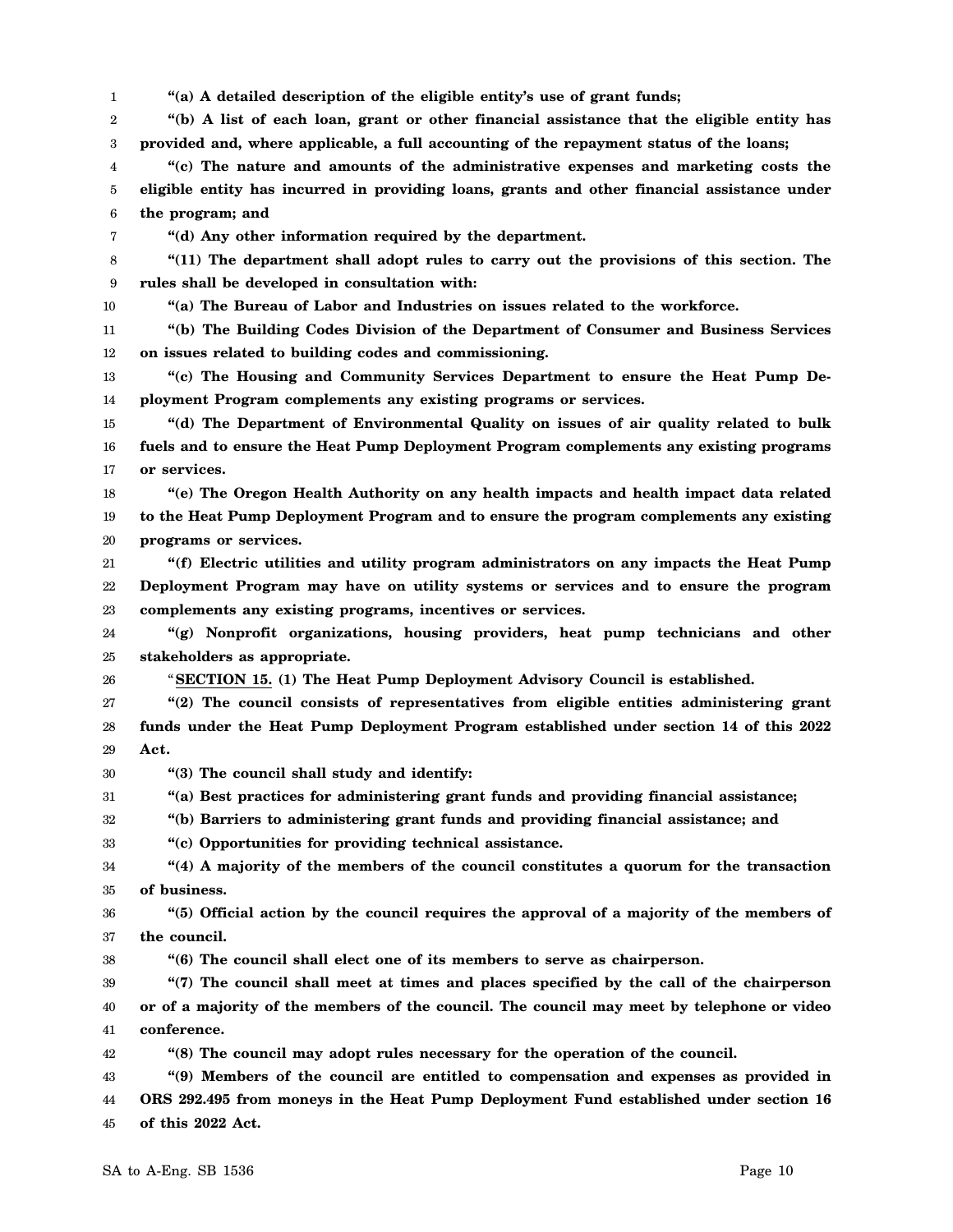**"(a) A detailed description of the eligible entity's use of grant funds;**

**"(b) A list of each loan, grant or other financial assistance that the eligible entity has provided and, where applicable, a full accounting of the repayment status of the loans;**

**"(c) The nature and amounts of the administrative expenses and marketing costs the eligible entity has incurred in providing loans, grants and other financial assistance under the program; and**

**"(d) Any other information required by the department.**

**"(11) The department shall adopt rules to carry out the provisions of this section. The rules shall be developed in consultation with:**

**"(a) The Bureau of Labor and Industries on issues related to the workforce.**

**"(b) The Building Codes Division of the Department of Consumer and Business Services on issues related to building codes and commissioning.**

**"(c) The Housing and Community Services Department to ensure the Heat Pump Deployment Program complements any existing programs or services.**

**"(d) The Department of Environmental Quality on issues of air quality related to bulk fuels and to ensure the Heat Pump Deployment Program complements any existing programs or services.**

**"(e) The Oregon Health Authority on any health impacts and health impact data related to the Heat Pump Deployment Program and to ensure the program complements any existing programs or services.**

**"(f) Electric utilities and utility program administrators on any impacts the Heat Pump Deployment Program may have on utility systems or services and to ensure the program complements any existing programs, incentives or services.**

**"(g) Nonprofit organizations, housing providers, heat pump technicians and other stakeholders as appropriate.**

"**SECTION 15. (1) The Heat Pump Deployment Advisory Council is established.**

**"(2) The council consists of representatives from eligible entities administering grant funds under the Heat Pump Deployment Program established under section 14 of this 2022 Act.**

**"(3) The council shall study and identify:**

**"(a) Best practices for administering grant funds and providing financial assistance;**

**"(b) Barriers to administering grant funds and providing financial assistance; and**

**"(c) Opportunities for providing technical assistance.**

**"(4) A majority of the members of the council constitutes a quorum for the transaction of business.**

**"(5) Official action by the council requires the approval of a majority of the members of the council.**

**"(6) The council shall elect one of its members to serve as chairperson.**

**"(7) The council shall meet at times and places specified by the call of the chairperson or of a majority of the members of the council. The council may meet by telephone or video conference.**

**"(8) The council may adopt rules necessary for the operation of the council.**

**"(9) Members of the council are entitled to compensation and expenses as provided in ORS 292.495 from moneys in the Heat Pump Deployment Fund established under section 16 of this 2022 Act.**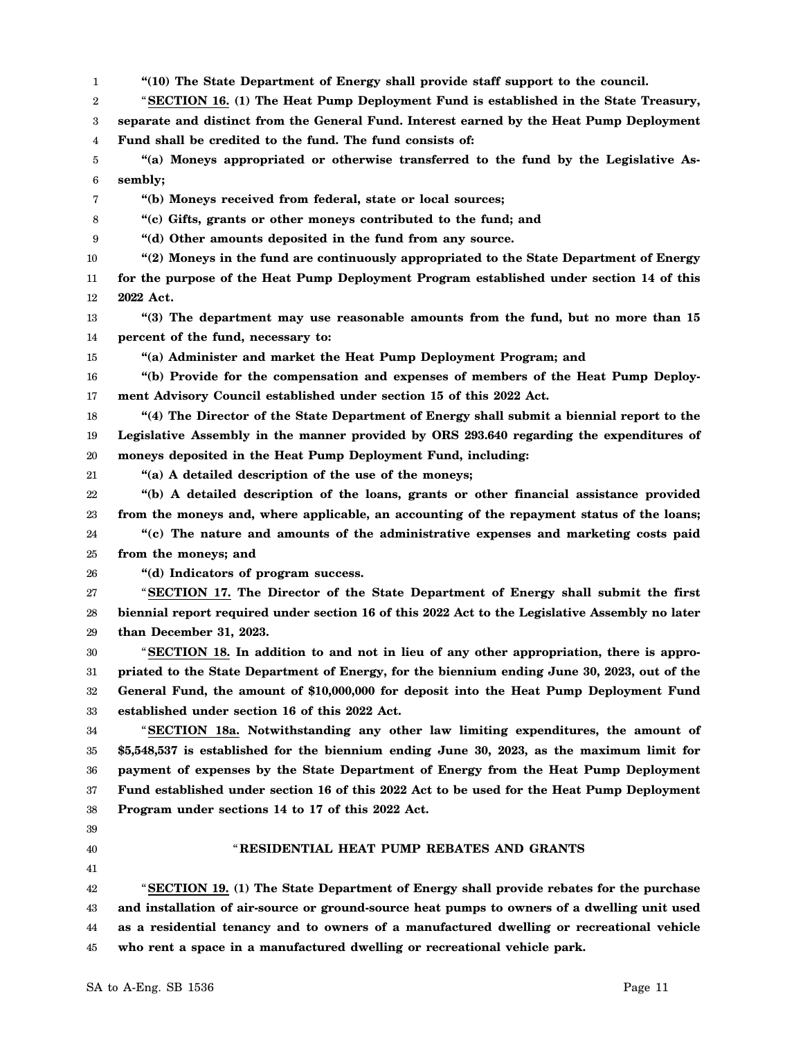**"(10) The State Department of Energy shall provide staff support to the council.**

"**SECTION 16. (1) The Heat Pump Deployment Fund is established in the State Treasury, separate and distinct from the General Fund. Interest earned by the Heat Pump Deployment Fund shall be credited to the fund. The fund consists of:**

**"(a) Moneys appropriated or otherwise transferred to the fund by the Legislative Assembly;**

**"(b) Moneys received from federal, state or local sources;**

**"(c) Gifts, grants or other moneys contributed to the fund; and**

**"(d) Other amounts deposited in the fund from any source.**

**"(2) Moneys in the fund are continuously appropriated to the State Department of Energy for the purpose of the Heat Pump Deployment Program established under section 14 of this 2022 Act.**

**"(3) The department may use reasonable amounts from the fund, but no more than 15 percent of the fund, necessary to:**

**"(a) Administer and market the Heat Pump Deployment Program; and**

**"(b) Provide for the compensation and expenses of members of the Heat Pump Deployment Advisory Council established under section 15 of this 2022 Act.**

**"(4) The Director of the State Department of Energy shall submit a biennial report to the Legislative Assembly in the manner provided by ORS 293.640 regarding the expenditures of moneys deposited in the Heat Pump Deployment Fund, including:**

**"(a) A detailed description of the use of the moneys;**

**"(b) A detailed description of the loans, grants or other financial assistance provided from the moneys and, where applicable, an accounting of the repayment status of the loans;**

**"(c) The nature and amounts of the administrative expenses and marketing costs paid from the moneys; and**

**"(d) Indicators of program success.**

"**SECTION 17. The Director of the State Department of Energy shall submit the first biennial report required under section 16 of this 2022 Act to the Legislative Assembly no later than December 31, 2023.**

"**SECTION 18. In addition to and not in lieu of any other appropriation, there is appropriated to the State Department of Energy, for the biennium ending June 30, 2023, out of the General Fund, the amount of $10,000,000 for deposit into the Heat Pump Deployment Fund established under section 16 of this 2022 Act.**

"**SECTION 18a. Notwithstanding any other law limiting expenditures, the amount of $5,548,537 is established for the biennium ending June 30, 2023, as the maximum limit for payment of expenses by the State Department of Energy from the Heat Pump Deployment Fund established under section 16 of this 2022 Act to be used for the Heat Pump Deployment Program under sections 14 to 17 of this 2022 Act.**

## "RESIDENTIAL HEAT PUMP REBATES AND GRANTS

"**SECTION 19. (1) The State Department of Energy shall provide rebates for the purchase and installation of air-source or ground-source heat pumps to owners of a dwelling unit used as a residential tenancy and to owners of a manufactured dwelling or recreational vehicle who rent a space in a manufactured dwelling or recreational vehicle park.**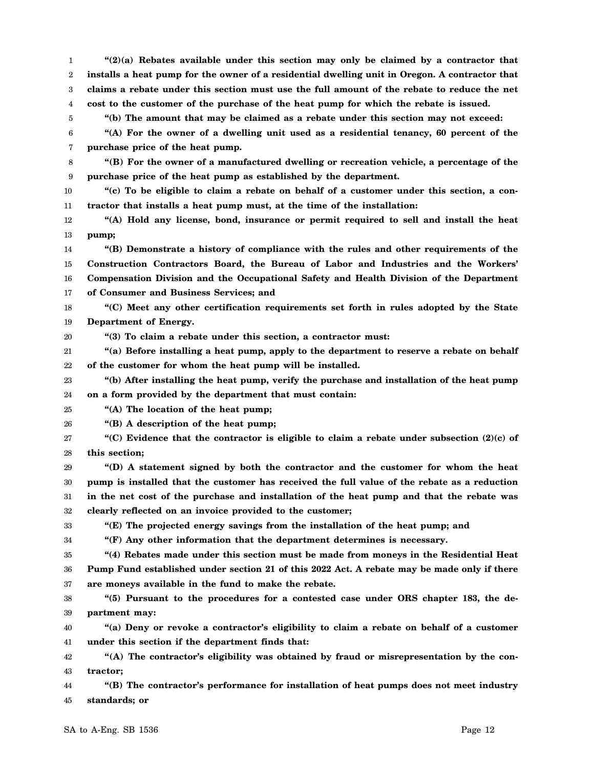**"(2)(a) Rebates available under this section may only be claimed by a contractor that installs a heat pump for the owner of a residential dwelling unit in Oregon. A contractor that claims a rebate under this section must use the full amount of the rebate to reduce the net cost to the customer of the purchase of the heat pump for which the rebate is issued.**

**"(b) The amount that may be claimed as a rebate under this section may not exceed:**

**"(A) For the owner of a dwelling unit used as a residential tenancy, 60 percent of the purchase price of the heat pump.**

**"(B) For the owner of a manufactured dwelling or recreation vehicle, a percentage of the purchase price of the heat pump as established by the department.**

**"(c) To be eligible to claim a rebate on behalf of a customer under this section, a contractor that installs a heat pump must, at the time of the installation:**

**"(A) Hold any license, bond, insurance or permit required to sell and install the heat pump;**

**"(B) Demonstrate a history of compliance with the rules and other requirements of the Construction Contractors Board, the Bureau of Labor and Industries and the Workers' Compensation Division and the Occupational Safety and Health Division of the Department of Consumer and Business Services; and**

**"(C) Meet any other certification requirements set forth in rules adopted by the State Department of Energy.**

**"(3) To claim a rebate under this section, a contractor must:**

**"(a) Before installing a heat pump, apply to the department to reserve a rebate on behalf of the customer for whom the heat pump will be installed.**

**"(b) After installing the heat pump, verify the purchase and installation of the heat pump on a form provided by the department that must contain:**

**"(A) The location of the heat pump;**

**"(B) A description of the heat pump;**

**"(C) Evidence that the contractor is eligible to claim a rebate under subsection (2)(c) of this section;**

**"(D) A statement signed by both the contractor and the customer for whom the heat pump is installed that the customer has received the full value of the rebate as a reduction in the net cost of the purchase and installation of the heat pump and that the rebate was clearly reflected on an invoice provided to the customer;**

**"(E) The projected energy savings from the installation of the heat pump; and**

**"(F) Any other information that the department determines is necessary.**

**"(4) Rebates made under this section must be made from moneys in the Residential Heat Pump Fund established under section 21 of this 2022 Act. A rebate may be made only if there are moneys available in the fund to make the rebate.**

**"(5) Pursuant to the procedures for a contested case under ORS chapter 183, the department may:**

**"(a) Deny or revoke a contractor's eligibility to claim a rebate on behalf of a customer under this section if the department finds that:**

**"(A) The contractor's eligibility was obtained by fraud or misrepresentation by the contractor;**

**"(B) The contractor's performance for installation of heat pumps does not meet industry standards; or**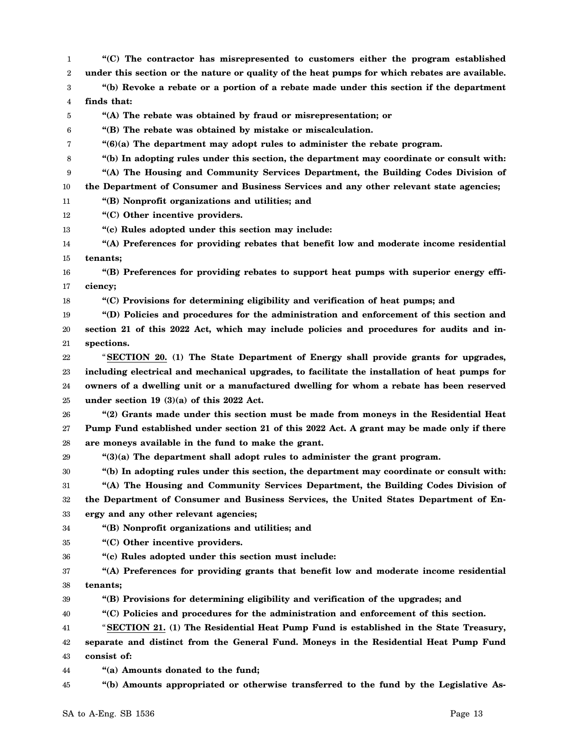**"(C) The contractor has misrepresented to customers either the program established under this section or the nature or quality of the heat pumps for which rebates are available.**

**"(b) Revoke a rebate or a portion of a rebate made under this section if the department finds that:**

**"(A) The rebate was obtained by fraud or misrepresentation; or**

**"(B) The rebate was obtained by mistake or miscalculation.**

**"(6)(a) The department may adopt rules to administer the rebate program.**

**"(b) In adopting rules under this section, the department may coordinate or consult with:**

**"(A) The Housing and Community Services Department, the Building Codes Division of the Department of Consumer and Business Services and any other relevant state agencies;**

**"(B) Nonprofit organizations and utilities; and**

**"(C) Other incentive providers.**

**"(c) Rules adopted under this section may include:**

**"(A) Preferences for providing rebates that benefit low and moderate income residential tenants;**

**"(B) Preferences for providing rebates to support heat pumps with superior energy efficiency;**

**"(C) Provisions for determining eligibility and verification of heat pumps; and**

**"(D) Policies and procedures for the administration and enforcement of this section and section 21 of this 2022 Act, which may include policies and procedures for audits and inspections.**

"**SECTION 20. (1) The State Department of Energy shall provide grants for upgrades, including electrical and mechanical upgrades, to facilitate the installation of heat pumps for owners of a dwelling unit or a manufactured dwelling for whom a rebate has been reserved under section 19 (3)(a) of this 2022 Act.**

**"(2) Grants made under this section must be made from moneys in the Residential Heat Pump Fund established under section 21 of this 2022 Act. A grant may be made only if there are moneys available in the fund to make the grant.**

**"(3)(a) The department shall adopt rules to administer the grant program.**

**"(b) In adopting rules under this section, the department may coordinate or consult with:**

**"(A) The Housing and Community Services Department, the Building Codes Division of the Department of Consumer and Business Services, the United States Department of Energy and any other relevant agencies;**

**"(B) Nonprofit organizations and utilities; and**

**"(C) Other incentive providers.**

**"(c) Rules adopted under this section must include:**

**"(A) Preferences for providing grants that benefit low and moderate income residential tenants;**

**"(B) Provisions for determining eligibility and verification of the upgrades; and**

**"(C) Policies and procedures for the administration and enforcement of this section.**

"**SECTION 21. (1) The Residential Heat Pump Fund is established in the State Treasury, separate and distinct from the General Fund. Moneys in the Residential Heat Pump Fund consist of:**

**"(a) Amounts donated to the fund;**

**"(b) Amounts appropriated or otherwise transferred to the fund by the Legislative As-**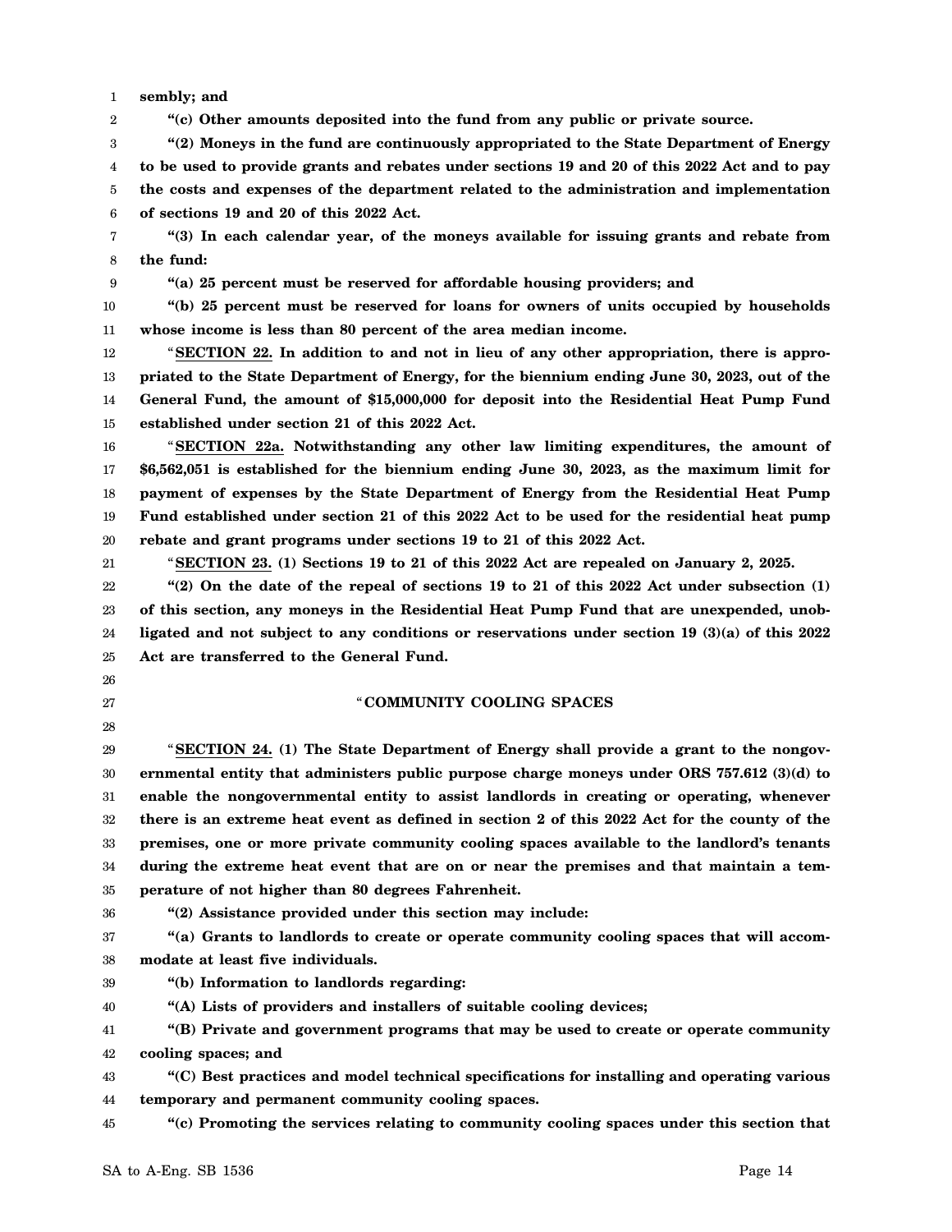**sembly; and**

**"(c) Other amounts deposited into the fund from any public or private source.**

**"(2) Moneys in the fund are continuously appropriated to the State Department of Energy to be used to provide grants and rebates under sections 19 and 20 of this 2022 Act and to pay the costs and expenses of the department related to the administration and implementation of sections 19 and 20 of this 2022 Act.**

**"(3) In each calendar year, of the moneys available for issuing grants and rebate from the fund:**

**"(a) 25 percent must be reserved for affordable housing providers; and**

**"(b) 25 percent must be reserved for loans for owners of units occupied by households whose income is less than 80 percent of the area median income.**

"**SECTION 22. In addition to and not in lieu of any other appropriation, there is appropriated to the State Department of Energy, for the biennium ending June 30, 2023, out of the General Fund, the amount of $15,000,000 for deposit into the Residential Heat Pump Fund established under section 21 of this 2022 Act.**

"**SECTION 22a. Notwithstanding any other law limiting expenditures, the amount of $6,562,051 is established for the biennium ending June 30, 2023, as the maximum limit for payment of expenses by the State Department of Energy from the Residential Heat Pump Fund established under section 21 of this 2022 Act to be used for the residential heat pump rebate and grant programs under sections 19 to 21 of this 2022 Act.**

"**SECTION 23. (1) Sections 19 to 21 of this 2022 Act are repealed on January 2, 2025.**

**"(2) On the date of the repeal of sections 19 to 21 of this 2022 Act under subsection (1) of this section, any moneys in the Residential Heat Pump Fund that are unexpended, unobligated and not subject to any conditions or reservations under section 19 (3)(a) of this 2022 Act are transferred to the General Fund.**

"**COMMUNITY COOLING SPACES**

"**SECTION 24. (1) The State Department of Energy shall provide a grant to the nongovernmental entity that administers public purpose charge moneys under ORS 757.612 (3)(d) to enable the nongovernmental entity to assist landlords in creating or operating, whenever there is an extreme heat event as defined in section 2 of this 2022 Act for the county of the premises, one or more private community cooling spaces available to the landlord's tenants during the extreme heat event that are on or near the premises and that maintain a temperature of not higher than 80 degrees Fahrenheit.**

**"(2) Assistance provided under this section may include:**

**"(a) Grants to landlords to create or operate community cooling spaces that will accommodate at least five individuals.**

**"(b) Information to landlords regarding:**

**"(A) Lists of providers and installers of suitable cooling devices;**

**"(B) Private and government programs that may be used to create or operate community cooling spaces; and**

**"(C) Best practices and model technical specifications for installing and operating various temporary and permanent community cooling spaces.**

**"(c) Promoting the services relating to community cooling spaces under this section that**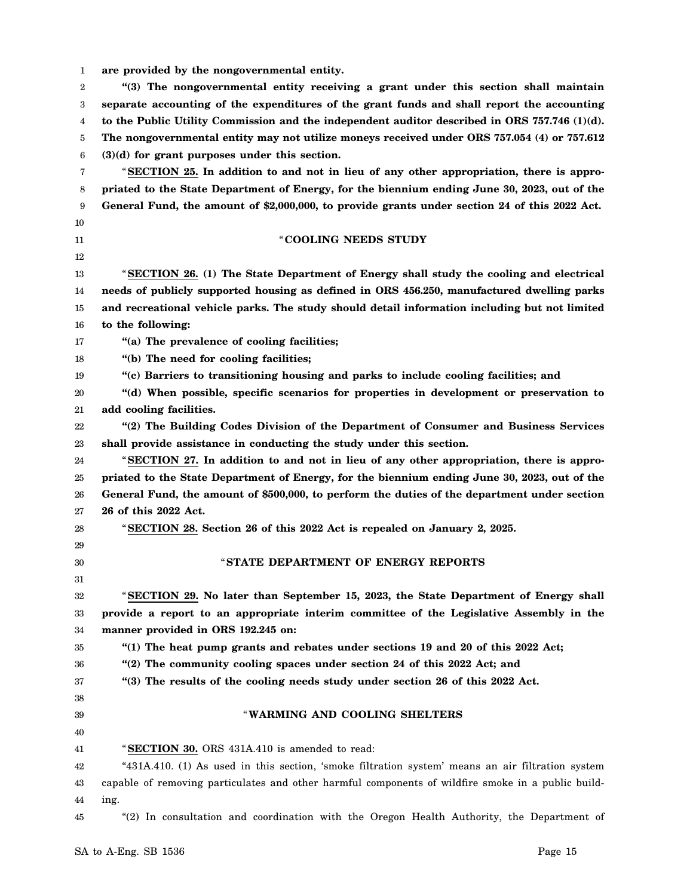**are provided by the nongovernmental entity.**

**"(3) The nongovernmental entity receiving a grant under this section shall maintain separate accounting of the expenditures of the grant funds and shall report the accounting to the Public Utility Commission and the independent auditor described in ORS 757.746 (1)(d). The nongovernmental entity may not utilize moneys received under ORS 757.054 (4) or 757.612 (3)(d) for grant purposes under this section.**

"**SECTION 25. In addition to and not in lieu of any other appropriation, there is appropriated to the State Department of Energy, for the biennium ending June 30, 2023, out of the General Fund, the amount of $2,000,000, to provide grants under section 24 of this 2022 Act.**

"**COOLING NEEDS STUDY**

"**SECTION 26. (1) The State Department of Energy shall study the cooling and electrical needs of publicly supported housing as defined in ORS 456.250, manufactured dwelling parks and recreational vehicle parks. The study should detail information including but not limited to the following:**

**"(a) The prevalence of cooling facilities;**

**"(b) The need for cooling facilities;**

**"(c) Barriers to transitioning housing and parks to include cooling facilities; and**

**"(d) When possible, specific scenarios for properties in development or preservation to add cooling facilities.**

**"(2) The Building Codes Division of the Department of Consumer and Business Services shall provide assistance in conducting the study under this section.**

"**SECTION 27. In addition to and not in lieu of any other appropriation, there is appropriated to the State Department of Energy, for the biennium ending June 30, 2023, out of the General Fund, the amount of $500,000, to perform the duties of the department under section 26 of this 2022 Act.**

"**SECTION 28. Section 26 of this 2022 Act is repealed on January 2, 2025.**

"**STATE DEPARTMENT OF ENERGY REPORTS**

"**SECTION 29. No later than September 15, 2023, the State Department of Energy shall provide a report to an appropriate interim committee of the Legislative Assembly in the manner provided in ORS 192.245 on:**

**"(1) The heat pump grants and rebates under sections 19 and 20 of this 2022 Act;**

**"(2) The community cooling spaces under section 24 of this 2022 Act; and**

**"(3) The results of the cooling needs study under section 26 of this 2022 Act.**

"**WARMING AND COOLING SHELTERS**

"**SECTION 30.** ORS 431A.410 is amended to read:

"431A.410. (1) As used in this section, 'smoke filtration system' means an air filtration system capable of removing particulates and other harmful components of wildfire smoke in a public building.

"(2) In consultation and coordination with the Oregon Health Authority, the Department of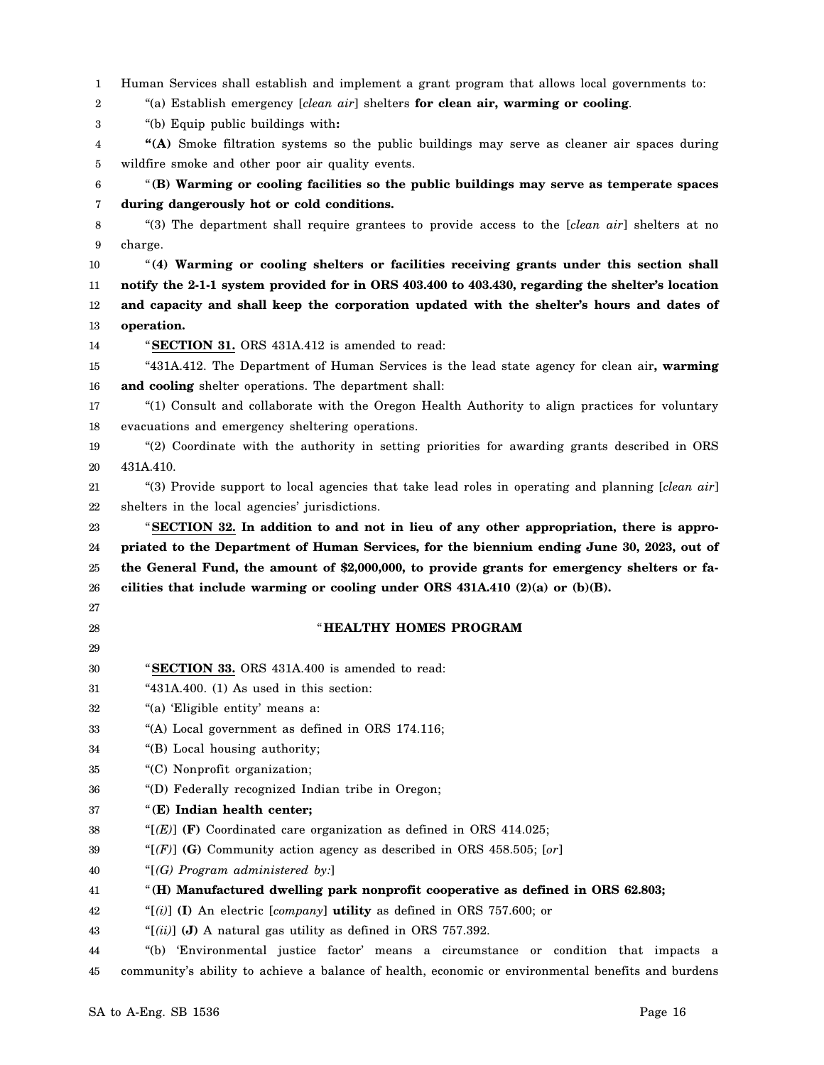Human Services shall establish and implement a grant program that allows local governments to:

"(a) Establish emergency [*clean air*] shelters **for clean air, warming or cooling**.

"(b) Equip public buildings with**:**

**"(A)** Smoke filtration systems so the public buildings may serve as cleaner air spaces during wildfire smoke and other poor air quality events.

"**(B) Warming or cooling facilities so the public buildings may serve as temperate spaces during dangerously hot or cold conditions.**

"(3) The department shall require grantees to provide access to the [*clean air*] shelters at no charge.

"**(4) Warming or cooling shelters or facilities receiving grants under this section shall notify the 2-1-1 system provided for in ORS 403.400 to 403.430, regarding the shelter's location and capacity and shall keep the corporation updated with the shelter's hours and dates of operation.**

"**SECTION 31.** ORS 431A.412 is amended to read:

"431A.412. The Department of Human Services is the lead state agency for clean air**, warming and cooling** shelter operations. The department shall:

"(1) Consult and collaborate with the Oregon Health Authority to align practices for voluntary evacuations and emergency sheltering operations.

"(2) Coordinate with the authority in setting priorities for awarding grants described in ORS 431A.410.

"(3) Provide support to local agencies that take lead roles in operating and planning [*clean air*] shelters in the local agencies' jurisdictions.

"**SECTION 32. In addition to and not in lieu of any other appropriation, there is appropriated to the Department of Human Services, for the biennium ending June 30, 2023, out of the General Fund, the amount of $2,000,000, to provide grants for emergency shelters or facilities that include warming or cooling under ORS 431A.410 (2)(a) or (b)(B).**

"**HEALTHY HOMES PROGRAM**

"**SECTION 33.** ORS 431A.400 is amended to read:

"431A.400. (1) As used in this section:

"(a) 'Eligible entity' means a:

"(A) Local government as defined in ORS 174.116;

"(B) Local housing authority;

"(C) Nonprofit organization;

"(D) Federally recognized Indian tribe in Oregon;

"**(E) Indian health center;**

"[*(E)*] **(F)** Coordinated care organization as defined in ORS 414.025;

"[*(F)*] **(G)** Community action agency as described in ORS 458.505; [*or*]

"[*(G) Program administered by:*]

"**(H) Manufactured dwelling park nonprofit cooperative as defined in ORS 62.803;**

"[*(i)*] **(I)** An electric [*company*] **utility** as defined in ORS 757.600; or

"[*(ii)*] **(J)** A natural gas utility as defined in ORS 757.392.

"(b) 'Environmental justice factor' means a circumstance or condition that impacts a community's ability to achieve a balance of health, economic or environmental benefits and burdens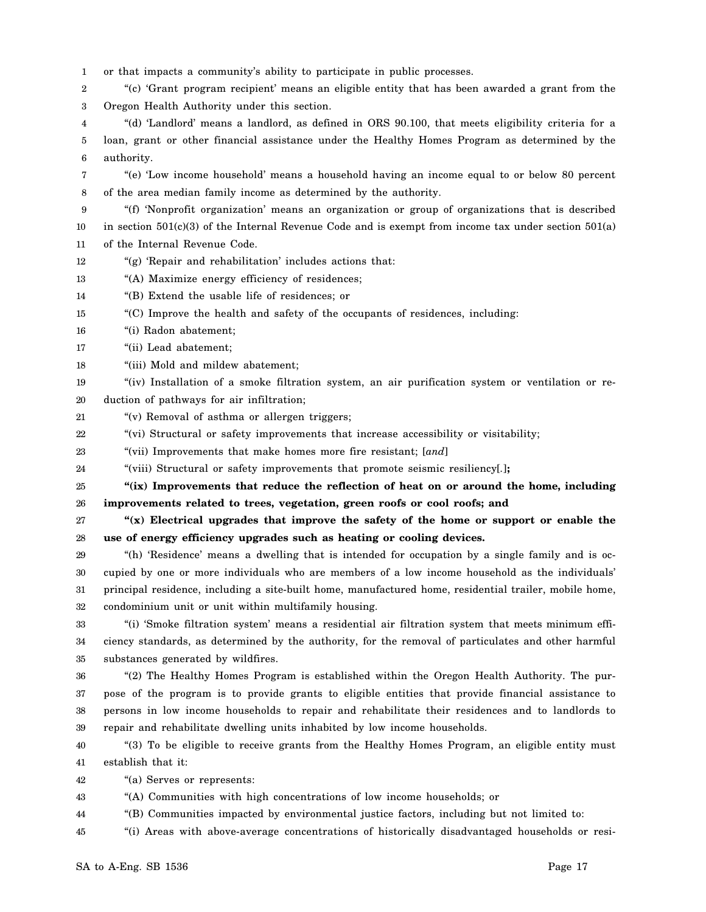or that impacts a community's ability to participate in public processes.

"(c) 'Grant program recipient' means an eligible entity that has been awarded a grant from the Oregon Health Authority under this section.

"(d) 'Landlord' means a landlord, as defined in ORS 90.100, that meets eligibility criteria for a loan, grant or other financial assistance under the Healthy Homes Program as determined by the authority.

"(e) 'Low income household' means a household having an income equal to or below 80 percent of the area median family income as determined by the authority.

"(f) 'Nonprofit organization' means an organization or group of organizations that is described in section 501(c)(3) of the Internal Revenue Code and is exempt from income tax under section 501(a) of the Internal Revenue Code.

"(g) 'Repair and rehabilitation' includes actions that:

"(A) Maximize energy efficiency of residences;

"(B) Extend the usable life of residences; or

"(C) Improve the health and safety of the occupants of residences, including:

"(i) Radon abatement;

"(ii) Lead abatement;

"(iii) Mold and mildew abatement;

"(iv) Installation of a smoke filtration system, an air purification system or ventilation or reduction of pathways for air infiltration;

"(v) Removal of asthma or allergen triggers;

"(vi) Structural or safety improvements that increase accessibility or visitability;

"(vii) Improvements that make homes more fire resistant; [*and*]

"(viii) Structural or safety improvements that promote seismic resiliency[*.*]**;**

**"(ix) Improvements that reduce the reflection of heat on or around the home, including improvements related to trees, vegetation, green roofs or cool roofs; and**

**"(x) Electrical upgrades that improve the safety of the home or support or enable the use of energy efficiency upgrades such as heating or cooling devices.**

"(h) 'Residence' means a dwelling that is intended for occupation by a single family and is occupied by one or more individuals who are members of a low income household as the individuals' principal residence, including a site-built home, manufactured home, residential trailer, mobile home, condominium unit or unit within multifamily housing.

"(i) 'Smoke filtration system' means a residential air filtration system that meets minimum efficiency standards, as determined by the authority, for the removal of particulates and other harmful substances generated by wildfires.

"(2) The Healthy Homes Program is established within the Oregon Health Authority. The purpose of the program is to provide grants to eligible entities that provide financial assistance to persons in low income households to repair and rehabilitate their residences and to landlords to repair and rehabilitate dwelling units inhabited by low income households.

"(3) To be eligible to receive grants from the Healthy Homes Program, an eligible entity must establish that it:

"(a) Serves or represents:

"(A) Communities with high concentrations of low income households; or

"(B) Communities impacted by environmental justice factors, including but not limited to:

"(i) Areas with above-average concentrations of historically disadvantaged households or resi-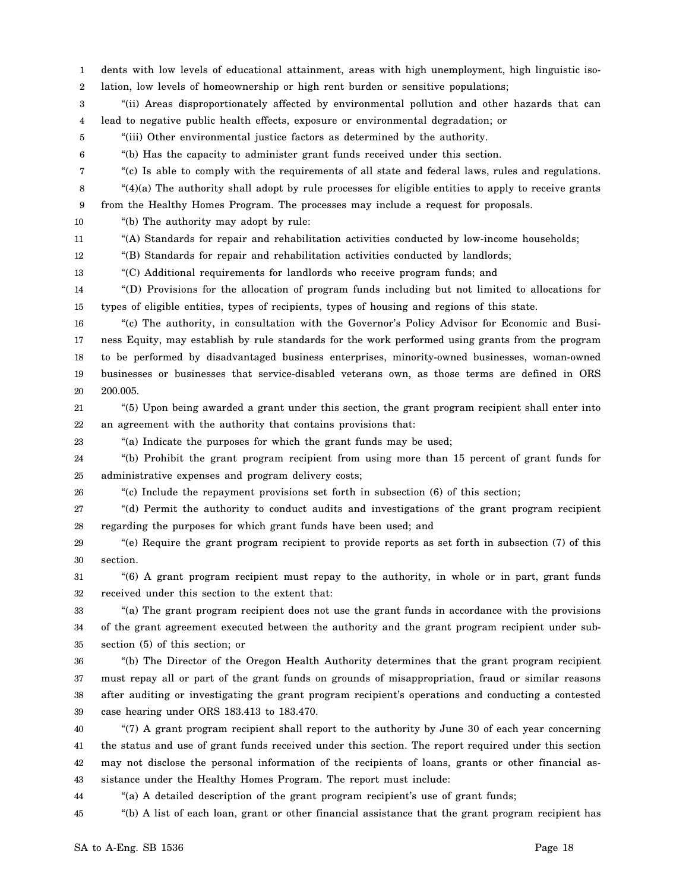dents with low levels of educational attainment, areas with high unemployment, high linguistic isolation, low levels of homeownership or high rent burden or sensitive populations;

"(ii) Areas disproportionately affected by environmental pollution and other hazards that can lead to negative public health effects, exposure or environmental degradation; or

"(iii) Other environmental justice factors as determined by the authority.

"(b) Has the capacity to administer grant funds received under this section.

"(c) Is able to comply with the requirements of all state and federal laws, rules and regulations.

"(4)(a) The authority shall adopt by rule processes for eligible entities to apply to receive grants from the Healthy Homes Program. The processes may include a request for proposals.

"(b) The authority may adopt by rule:

"(A) Standards for repair and rehabilitation activities conducted by low-income households;

"(B) Standards for repair and rehabilitation activities conducted by landlords;

"(C) Additional requirements for landlords who receive program funds; and

"(D) Provisions for the allocation of program funds including but not limited to allocations for types of eligible entities, types of recipients, types of housing and regions of this state.

"(c) The authority, in consultation with the Governor's Policy Advisor for Economic and Business Equity, may establish by rule standards for the work performed using grants from the program to be performed by disadvantaged business enterprises, minority-owned businesses, woman-owned businesses or businesses that service-disabled veterans own, as those terms are defined in ORS 200.005.

"(5) Upon being awarded a grant under this section, the grant program recipient shall enter into an agreement with the authority that contains provisions that:

"(a) Indicate the purposes for which the grant funds may be used;

"(b) Prohibit the grant program recipient from using more than 15 percent of grant funds for administrative expenses and program delivery costs;

"(c) Include the repayment provisions set forth in subsection (6) of this section;

"(d) Permit the authority to conduct audits and investigations of the grant program recipient regarding the purposes for which grant funds have been used; and

"(e) Require the grant program recipient to provide reports as set forth in subsection (7) of this section.

"(6) A grant program recipient must repay to the authority, in whole or in part, grant funds received under this section to the extent that:

"(a) The grant program recipient does not use the grant funds in accordance with the provisions of the grant agreement executed between the authority and the grant program recipient under subsection (5) of this section; or

"(b) The Director of the Oregon Health Authority determines that the grant program recipient must repay all or part of the grant funds on grounds of misappropriation, fraud or similar reasons after auditing or investigating the grant program recipient's operations and conducting a contested case hearing under ORS 183.413 to 183.470.

"(7) A grant program recipient shall report to the authority by June 30 of each year concerning the status and use of grant funds received under this section. The report required under this section may not disclose the personal information of the recipients of loans, grants or other financial assistance under the Healthy Homes Program. The report must include:

"(a) A detailed description of the grant program recipient's use of grant funds;

"(b) A list of each loan, grant or other financial assistance that the grant program recipient has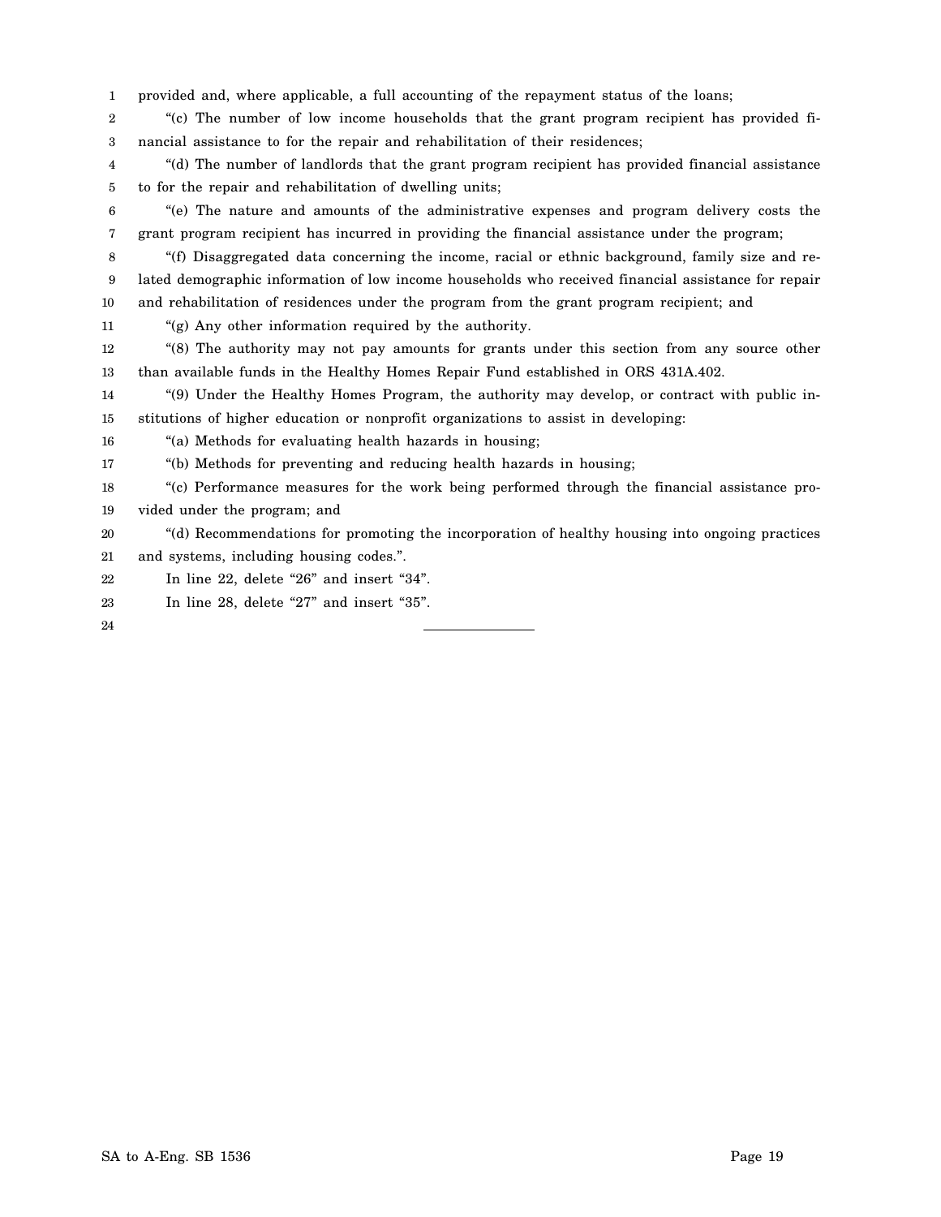provided and, where applicable, a full accounting of the repayment status of the loans;

"(c) The number of low income households that the grant program recipient has provided financial assistance to for the repair and rehabilitation of their residences;

"(d) The number of landlords that the grant program recipient has provided financial assistance to for the repair and rehabilitation of dwelling units;

"(e) The nature and amounts of the administrative expenses and program delivery costs the grant program recipient has incurred in providing the financial assistance under the program;

"(f) Disaggregated data concerning the income, racial or ethnic background, family size and related demographic information of low income households who received financial assistance for repair and rehabilitation of residences under the program from the grant program recipient; and

"(g) Any other information required by the authority.

"(8) The authority may not pay amounts for grants under this section from any source other than available funds in the Healthy Homes Repair Fund established in ORS 431A.402.

"(9) Under the Healthy Homes Program, the authority may develop, or contract with public institutions of higher education or nonprofit organizations to assist in developing:

"(a) Methods for evaluating health hazards in housing;

"(b) Methods for preventing and reducing health hazards in housing;

"(c) Performance measures for the work being performed through the financial assistance provided under the program; and

"(d) Recommendations for promoting the incorporation of healthy housing into ongoing practices and systems, including housing codes.".

In line 22, delete "26" and insert "34".

In line 28, delete "27" and insert "35".